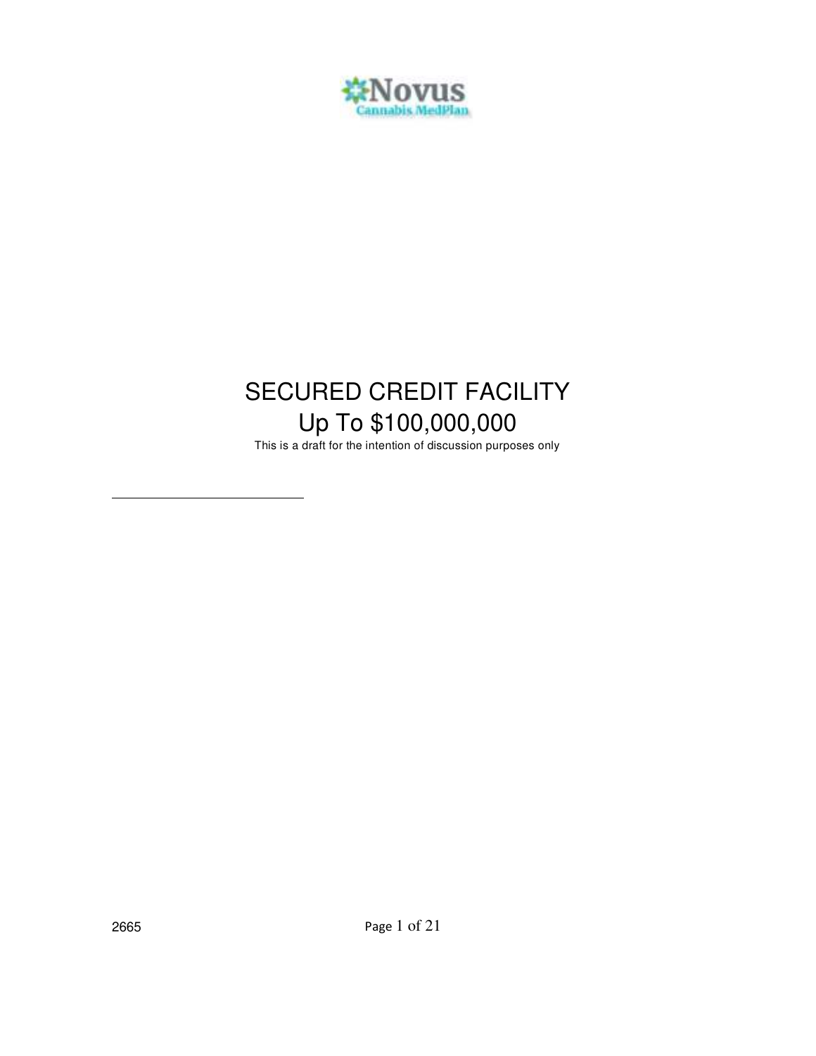Novus
Cannabis MedPlan

# SECURED CREDIT FACILITY

## Up To $100,000,000

This is a draft for the intention of discussion purposes only

2665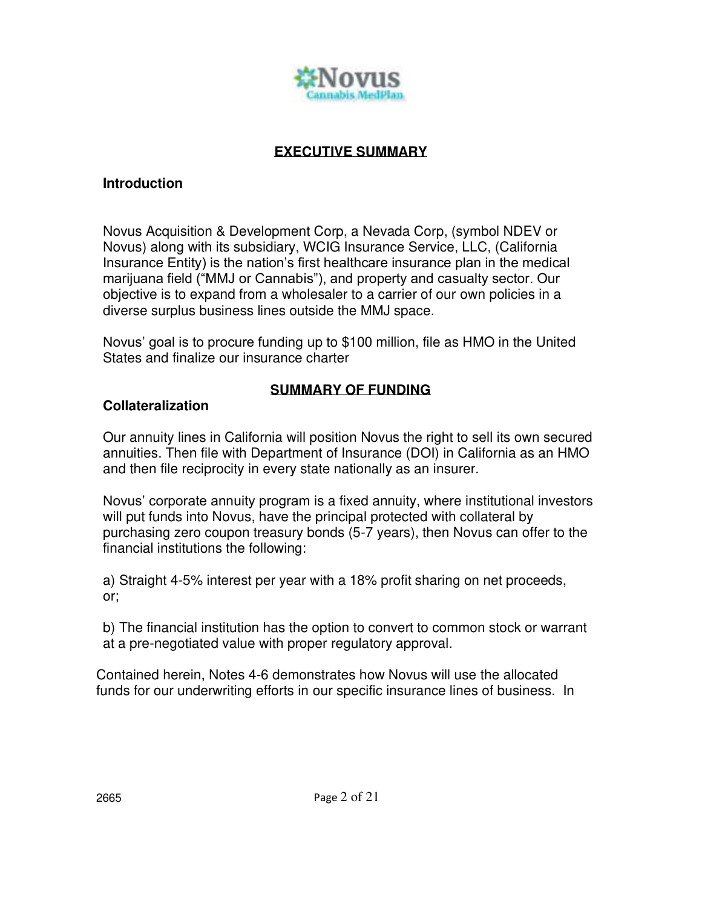## EXECUTIVE SUMMARY

### Introduction

Novus Acquisition & Development Corp, a Nevada Corp, (symbol NDEV or Novus) along with its subsidiary, WCIG Insurance Service, LLC, (California Insurance Entity) is the nation's first healthcare insurance plan in the medical marijuana field ("MMJ or Cannabis"), and property and casualty sector. Our objective is to expand from a wholesaler to a carrier of our own policies in a diverse surplus business lines outside the MMJ space.

Novus' goal is to procure funding up to $100 million, file as HMO in the United States and finalize our insurance charter

## SUMMARY OF FUNDING

### Collateralization

Our annuity lines in California will position Novus the right to sell its own secured annuities. Then file with Department of Insurance (DOI) in California as an HMO and then file reciprocity in every state nationally as an insurer.

Novus' corporate annuity program is a fixed annuity, where institutional investors will put funds into Novus, have the principal protected with collateral by purchasing zero coupon treasury bonds (5-7 years), then Novus can offer to the financial institutions the following:

a) Straight 4-5% interest per year with a 18% profit sharing on net proceeds, or;

b) The financial institution has the option to convert to common stock or warrant at a pre-negotiated value with proper regulatory approval.

Contained herein, Notes 4-6 demonstrates how Novus will use the allocated funds for our underwriting efforts in our specific insurance lines of business. In

2665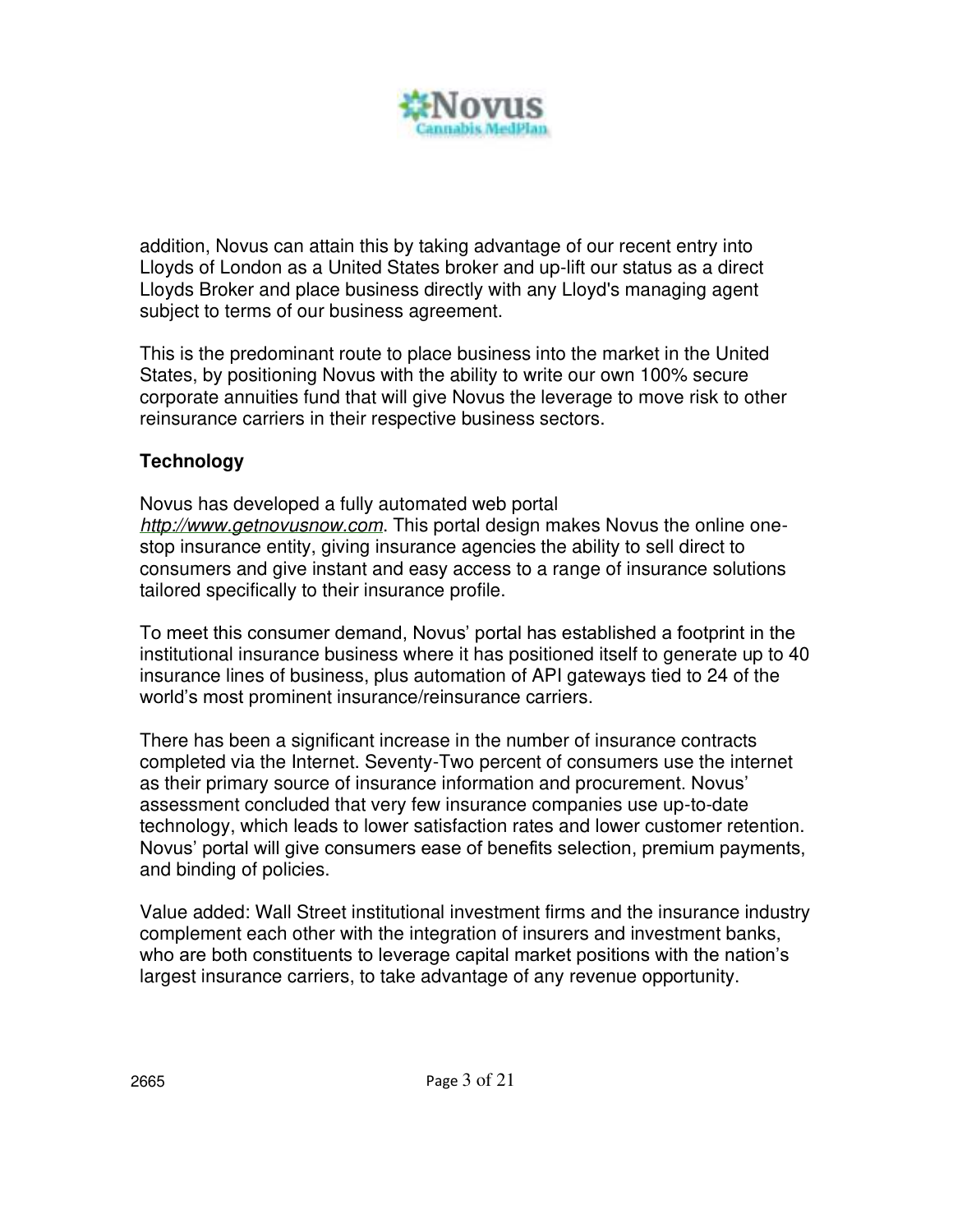addition, Novus can attain this by taking advantage of our recent entry into Lloyds of London as a United States broker and up-lift our status as a direct Lloyds Broker and place business directly with any Lloyd's managing agent subject to terms of our business agreement.

This is the predominant route to place business into the market in the United States, by positioning Novus with the ability to write our own 100% secure corporate annuities fund that will give Novus the leverage to move risk to other reinsurance carriers in their respective business sectors.

**Technology**

Novus has developed a fully automated web portal *http://www.getnovusnow.com*. This portal design makes Novus the online one-stop insurance entity, giving insurance agencies the ability to sell direct to consumers and give instant and easy access to a range of insurance solutions tailored specifically to their insurance profile.

To meet this consumer demand, Novus' portal has established a footprint in the institutional insurance business where it has positioned itself to generate up to 40 insurance lines of business, plus automation of API gateways tied to 24 of the world's most prominent insurance/reinsurance carriers.

There has been a significant increase in the number of insurance contracts completed via the Internet. Seventy-Two percent of consumers use the internet as their primary source of insurance information and procurement. Novus' assessment concluded that very few insurance companies use up-to-date technology, which leads to lower satisfaction rates and lower customer retention. Novus' portal will give consumers ease of benefits selection, premium payments, and binding of policies.

Value added: Wall Street institutional investment firms and the insurance industry complement each other with the integration of insurers and investment banks, who are both constituents to leverage capital market positions with the nation's largest insurance carriers, to take advantage of any revenue opportunity.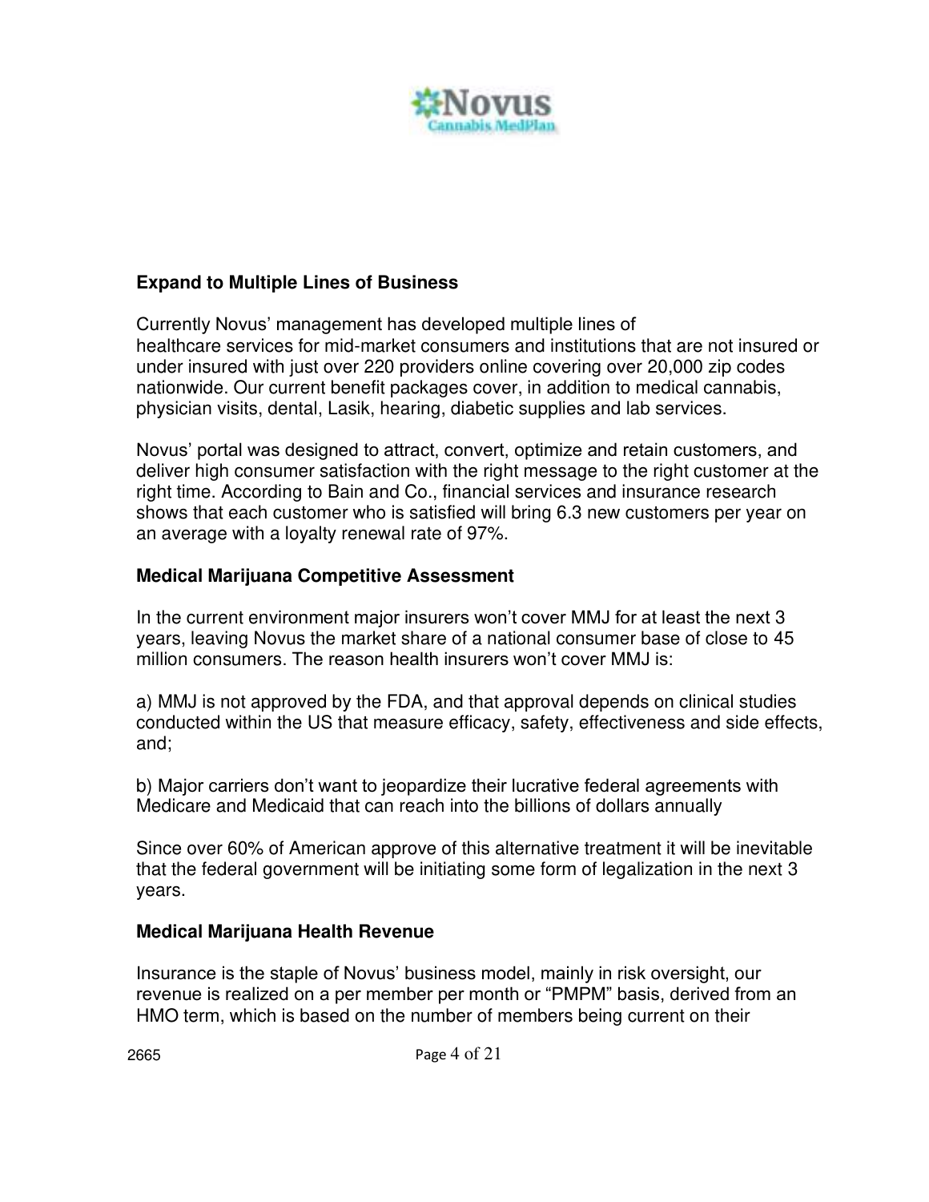### Expand to Multiple Lines of Business

Currently Novus' management has developed multiple lines of healthcare services for mid-market consumers and institutions that are not insured or under insured with just over 220 providers online covering over 20,000 zip codes nationwide. Our current benefit packages cover, in addition to medical cannabis, physician visits, dental, Lasik, hearing, diabetic supplies and lab services.

Novus' portal was designed to attract, convert, optimize and retain customers, and deliver high consumer satisfaction with the right message to the right customer at the right time. According to Bain and Co., financial services and insurance research shows that each customer who is satisfied will bring 6.3 new customers per year on an average with a loyalty renewal rate of 97%.

### Medical Marijuana Competitive Assessment

In the current environment major insurers won't cover MMJ for at least the next 3 years, leaving Novus the market share of a national consumer base of close to 45 million consumers. The reason health insurers won't cover MMJ is:

a) MMJ is not approved by the FDA, and that approval depends on clinical studies conducted within the US that measure efficacy, safety, effectiveness and side effects, and;

b) Major carriers don't want to jeopardize their lucrative federal agreements with Medicare and Medicaid that can reach into the billions of dollars annually

Since over 60% of American approve of this alternative treatment it will be inevitable that the federal government will be initiating some form of legalization in the next 3 years.

### Medical Marijuana Health Revenue

Insurance is the staple of Novus' business model, mainly in risk oversight, our revenue is realized on a per member per month or "PMPM" basis, derived from an HMO term, which is based on the number of members being current on their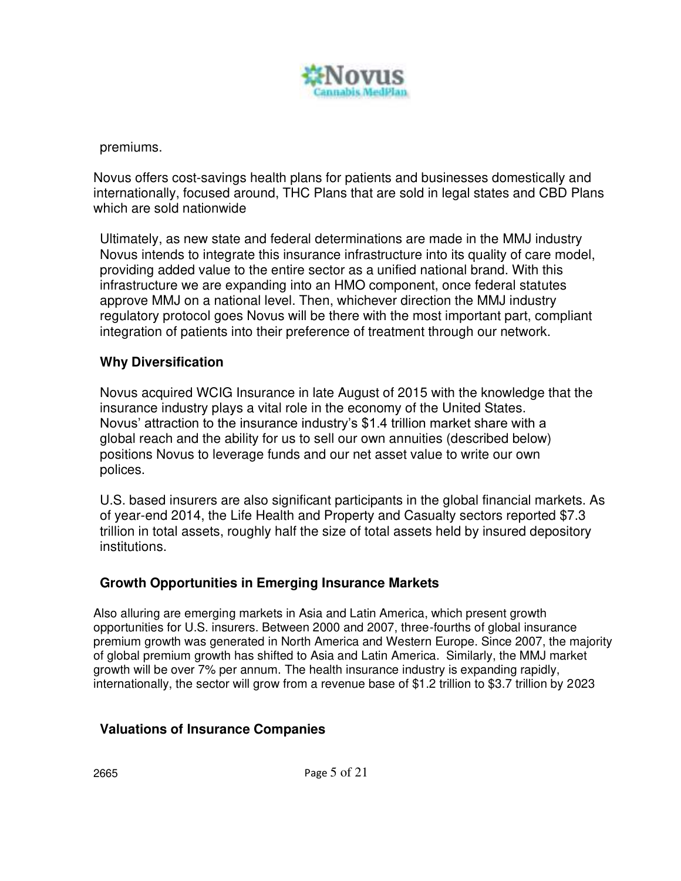premiums.

Novus offers cost-savings health plans for patients and businesses domestically and internationally, focused around, THC Plans that are sold in legal states and CBD Plans which are sold nationwide

Ultimately, as new state and federal determinations are made in the MMJ industry Novus intends to integrate this insurance infrastructure into its quality of care model, providing added value to the entire sector as a unified national brand. With this infrastructure we are expanding into an HMO component, once federal statutes approve MMJ on a national level. Then, whichever direction the MMJ industry regulatory protocol goes Novus will be there with the most important part, compliant integration of patients into their preference of treatment through our network.

**Why Diversification**

Novus acquired WCIG Insurance in late August of 2015 with the knowledge that the insurance industry plays a vital role in the economy of the United States. Novus' attraction to the insurance industry's $1.4 trillion market share with a global reach and the ability for us to sell our own annuities (described below) positions Novus to leverage funds and our net asset value to write our own polices.

U.S. based insurers are also significant participants in the global financial markets. As of year-end 2014, the Life Health and Property and Casualty sectors reported $7.3 trillion in total assets, roughly half the size of total assets held by insured depository institutions.

**Growth Opportunities in Emerging Insurance Markets**

Also alluring are emerging markets in Asia and Latin America, which present growth opportunities for U.S. insurers. Between 2000 and 2007, three-fourths of global insurance premium growth was generated in North America and Western Europe. Since 2007, the majority of global premium growth has shifted to Asia and Latin America. Similarly, the MMJ market growth will be over 7% per annum. The health insurance industry is expanding rapidly, internationally, the sector will grow from a revenue base of $1.2 trillion to $3.7 trillion by 2023

**Valuations of Insurance Companies**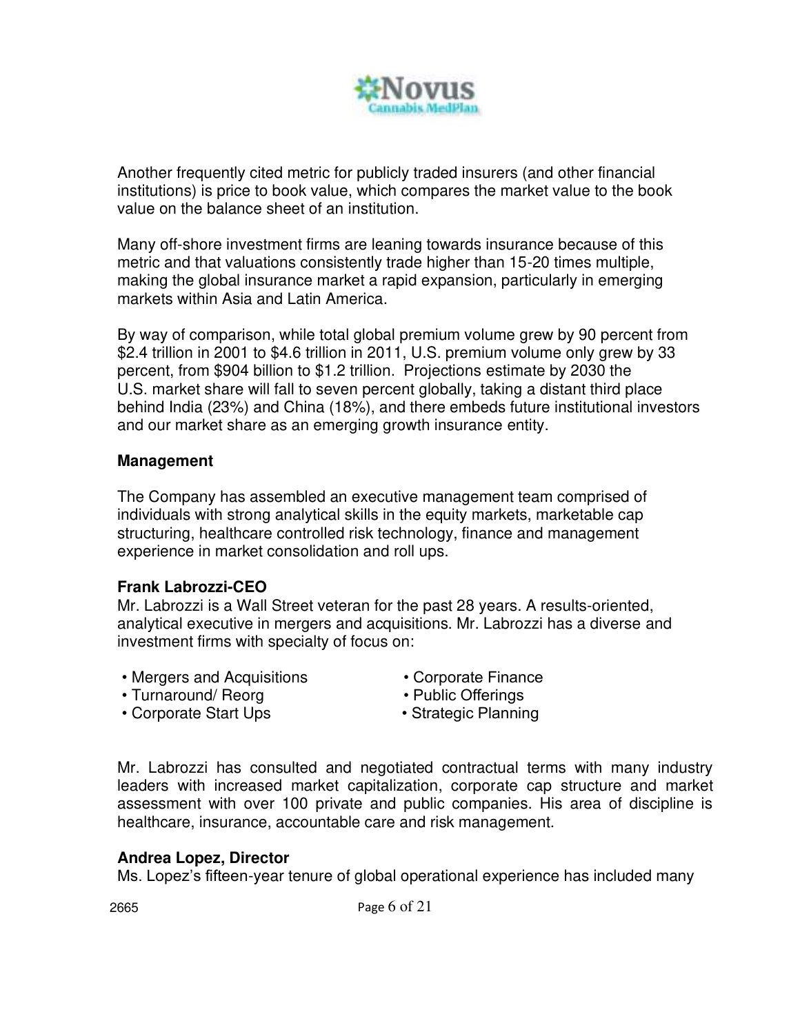Another frequently cited metric for publicly traded insurers (and other financial institutions) is price to book value, which compares the market value to the book value on the balance sheet of an institution.

Many off-shore investment firms are leaning towards insurance because of this metric and that valuations consistently trade higher than 15-20 times multiple, making the global insurance market a rapid expansion, particularly in emerging markets within Asia and Latin America.

By way of comparison, while total global premium volume grew by 90 percent from $2.4 trillion in 2001 to $4.6 trillion in 2011, U.S. premium volume only grew by 33 percent, from $904 billion to $1.2 trillion. Projections estimate by 2030 the U.S. market share will fall to seven percent globally, taking a distant third place behind India (23%) and China (18%), and there embeds future institutional investors and our market share as an emerging growth insurance entity.

**Management**

The Company has assembled an executive management team comprised of individuals with strong analytical skills in the equity markets, marketable cap structuring, healthcare controlled risk technology, finance and management experience in market consolidation and roll ups.

**Frank Labrozzi-CEO**
Mr. Labrozzi is a Wall Street veteran for the past 28 years. A results-oriented, analytical executive in mergers and acquisitions. Mr. Labrozzi has a diverse and investment firms with specialty of focus on:

- Mergers and Acquisitions
- Turnaround/ Reorg
- Corporate Start Ups
- Corporate Finance
- Public Offerings
- Strategic Planning

Mr. Labrozzi has consulted and negotiated contractual terms with many industry leaders with increased market capitalization, corporate cap structure and market assessment with over 100 private and public companies. His area of discipline is healthcare, insurance, accountable care and risk management.

**Andrea Lopez, Director**
Ms. Lopez's fifteen-year tenure of global operational experience has included many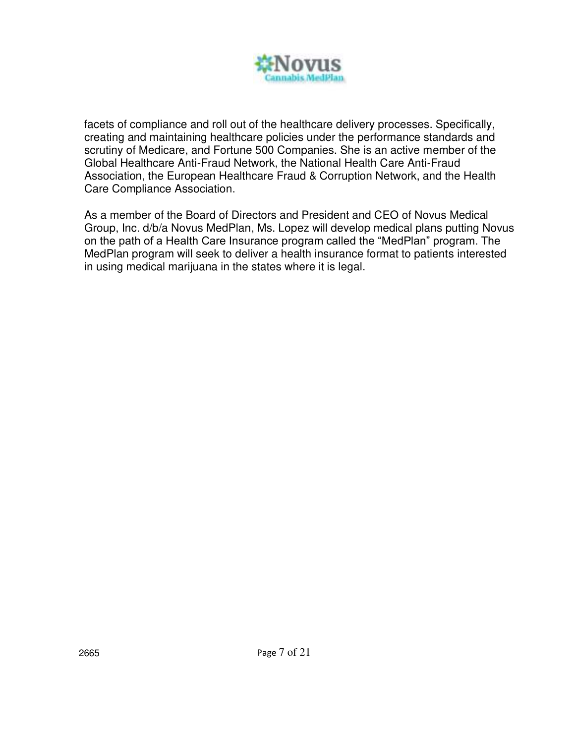facets of compliance and roll out of the healthcare delivery processes. Specifically, creating and maintaining healthcare policies under the performance standards and scrutiny of Medicare, and Fortune 500 Companies. She is an active member of the Global Healthcare Anti-Fraud Network, the National Health Care Anti-Fraud Association, the European Healthcare Fraud & Corruption Network, and the Health Care Compliance Association.

As a member of the Board of Directors and President and CEO of Novus Medical Group, Inc. d/b/a Novus MedPlan, Ms. Lopez will develop medical plans putting Novus on the path of a Health Care Insurance program called the “MedPlan” program. The MedPlan program will seek to deliver a health insurance format to patients interested in using medical marijuana in the states where it is legal.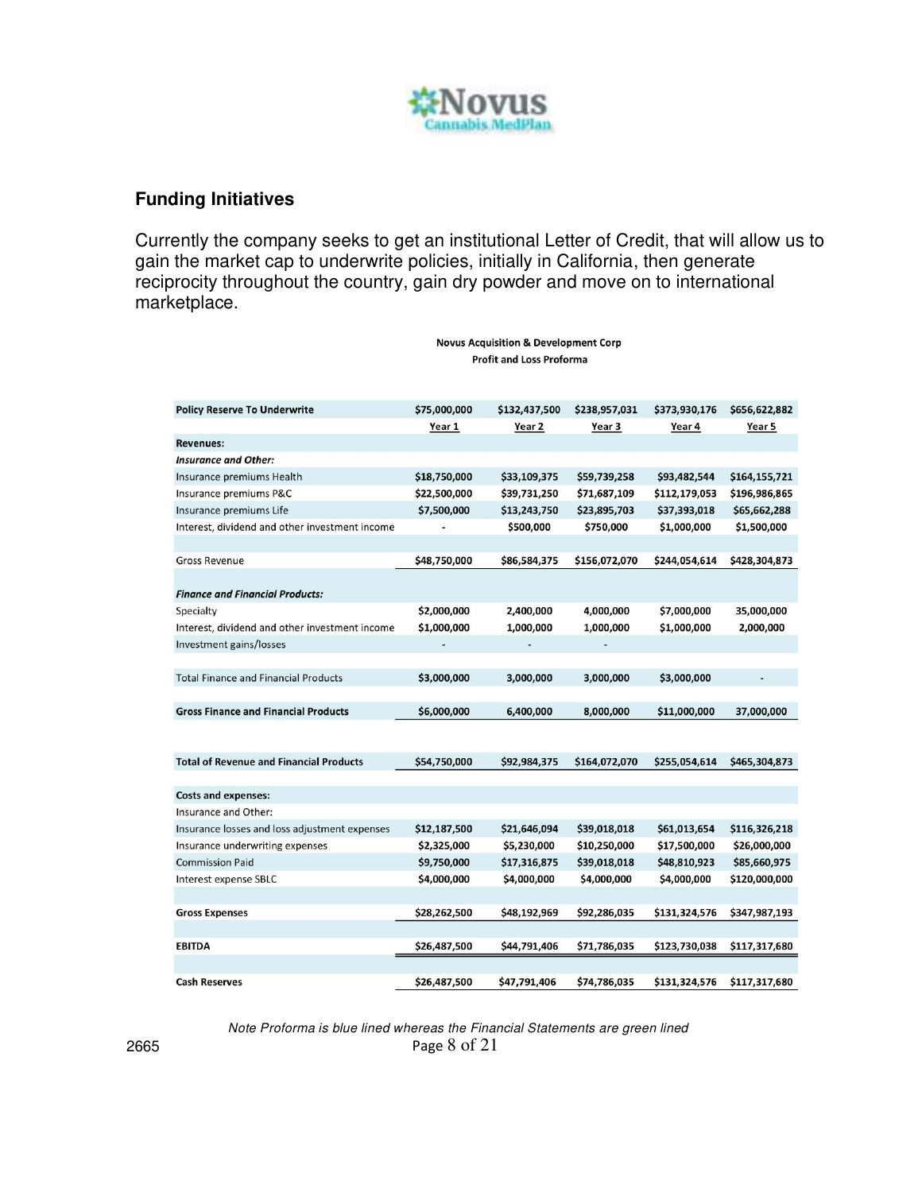Novus
Cannabis MedPlan

## Funding Initiatives

Currently the company seeks to get an institutional Letter of Credit, that will allow us to gain the market cap to underwrite policies, initially in California, then generate reciprocity throughout the country, gain dry powder and move on to international marketplace.

**Novus Acquisition & Development Corp**

**Profit and Loss Proforma**

| **Policy Reserve To Underwrite** | **$75,000,000** | **$132,437,500** | **$238,957,031** | **$373,930,176** | **$656,622,882** |
|---|---|---|---|---|---|
| | **Year 1** | **Year 2** | **Year 3** | **Year 4** | **Year 5** |
| **Revenues:** | | | | | |
| ***Insurance and Other:*** | | | | | |
| Insurance premiums Health | **$18,750,000** | **$33,109,375** | **$59,739,258** | **$93,482,544** | **$164,155,721** |
| Insurance premiums P&C | **$22,500,000** | **$39,731,250** | **$71,687,109** | **$112,179,053** | **$196,986,865** |
| Insurance premiums Life | **$7,500,000** | **$13,243,750** | **$23,895,703** | **$37,393,018** | **$65,662,288** |
| Interest, dividend and other investment income | - | **$500,000** | **$750,000** | **$1,000,000** | **$1,500,000** |
| | | | | | |
| Gross Revenue | **$48,750,000** | **$86,584,375** | **$156,072,070** | **$244,054,614** | **$428,304,873** |
| | | | | | |
| ***Finance and Financial Products:*** | | | | | |
| Specialty | **$2,000,000** | **2,400,000** | **4,000,000** | **$7,000,000** | **35,000,000** |
| Interest, dividend and other investment income | **$1,000,000** | **1,000,000** | **1,000,000** | **$1,000,000** | **2,000,000** |
| Investment gains/losses | - | - | - | | |
| | | | | | |
| Total Finance and Financial Products | **$3,000,000** | **3,000,000** | **3,000,000** | **$3,000,000** | - |
| | | | | | |
| **Gross Finance and Financial Products** | **$6,000,000** | **6,400,000** | **8,000,000** | **$11,000,000** | **37,000,000** |
| | | | | | |
| **Total of Revenue and Financial Products** | **$54,750,000** | **$92,984,375** | **$164,072,070** | **$255,054,614** | **$465,304,873** |
| | | | | | |
| **Costs and expenses:** | | | | | |
| Insurance and Other: | | | | | |
| Insurance losses and loss adjustment expenses | **$12,187,500** | **$21,646,094** | **$39,018,018** | **$61,013,654** | **$116,326,218** |
| Insurance underwriting expenses | **$2,325,000** | **$5,230,000** | **$10,250,000** | **$17,500,000** | **$26,000,000** |
| Commission Paid | **$9,750,000** | **$17,316,875** | **$39,018,018** | **$48,810,923** | **$85,660,975** |
| Interest expense SBLC | **$4,000,000** | **$4,000,000** | **$4,000,000** | **$4,000,000** | **$120,000,000** |
| | | | | | |
| **Gross Expenses** | **$28,262,500** | **$48,192,969** | **$92,286,035** | **$131,324,576** | **$347,987,193** |
| | | | | | |
| **EBITDA** | **$26,487,500** | **$44,791,406** | **$71,786,035** | **$123,730,038** | **$117,317,680** |
| | | | | | |
| **Cash Reserves** | **$26,487,500** | **$47,791,406** | **$74,786,035** | **$131,324,576** | **$117,317,680** |

*Note Proforma is blue lined whereas the Financial Statements are green lined*

2665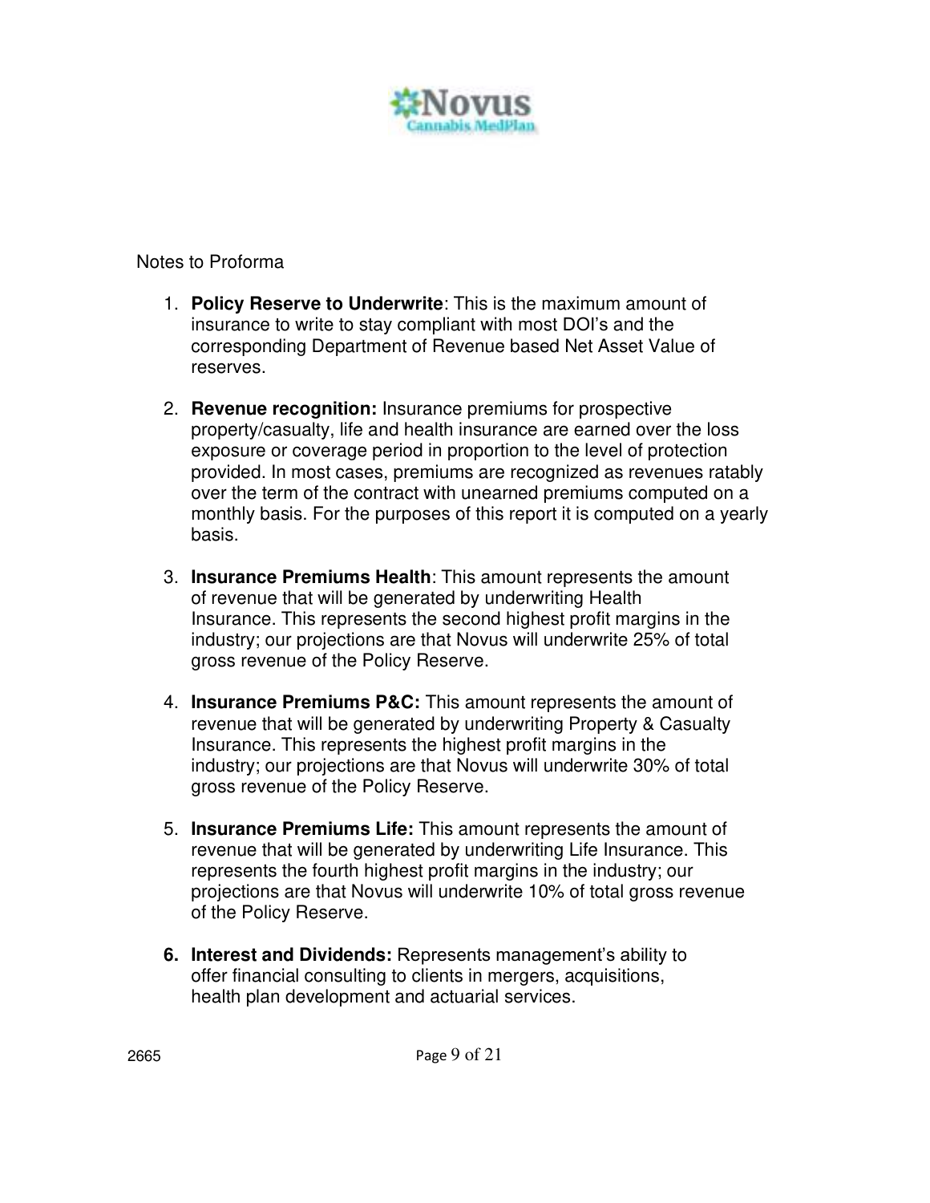Notes to Proforma

1. **Policy Reserve to Underwrite**: This is the maximum amount of insurance to write to stay compliant with most DOI's and the corresponding Department of Revenue based Net Asset Value of reserves.

2. **Revenue recognition:** Insurance premiums for prospective property/casualty, life and health insurance are earned over the loss exposure or coverage period in proportion to the level of protection provided. In most cases, premiums are recognized as revenues ratably over the term of the contract with unearned premiums computed on a monthly basis. For the purposes of this report it is computed on a yearly basis.

3. **Insurance Premiums Health**: This amount represents the amount of revenue that will be generated by underwriting Health Insurance. This represents the second highest profit margins in the industry; our projections are that Novus will underwrite 25% of total gross revenue of the Policy Reserve.

4. **Insurance Premiums P&C:** This amount represents the amount of revenue that will be generated by underwriting Property & Casualty Insurance. This represents the highest profit margins in the industry; our projections are that Novus will underwrite 30% of total gross revenue of the Policy Reserve.

5. **Insurance Premiums Life:** This amount represents the amount of revenue that will be generated by underwriting Life Insurance. This represents the fourth highest profit margins in the industry; our projections are that Novus will underwrite 10% of total gross revenue of the Policy Reserve.

6. **Interest and Dividends:** Represents management's ability to offer financial consulting to clients in mergers, acquisitions, health plan development and actuarial services.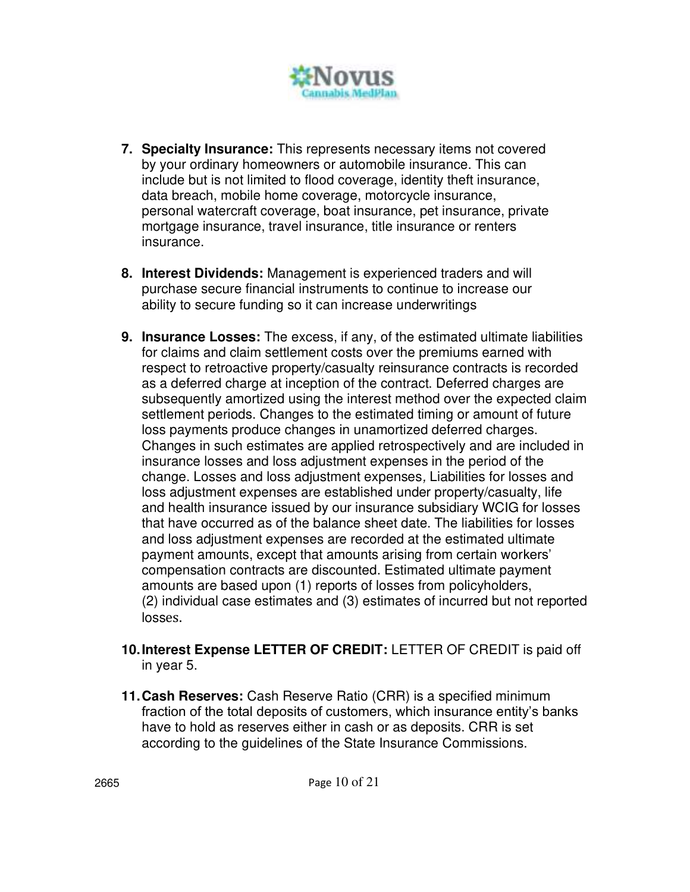7. **Specialty Insurance:** This represents necessary items not covered by your ordinary homeowners or automobile insurance. This can include but is not limited to flood coverage, identity theft insurance, data breach, mobile home coverage, motorcycle insurance, personal watercraft coverage, boat insurance, pet insurance, private mortgage insurance, travel insurance, title insurance or renters insurance.

8. **Interest Dividends:** Management is experienced traders and will purchase secure financial instruments to continue to increase our ability to secure funding so it can increase underwritings

9. **Insurance Losses:** The excess, if any, of the estimated ultimate liabilities for claims and claim settlement costs over the premiums earned with respect to retroactive property/casualty reinsurance contracts is recorded as a deferred charge at inception of the contract. Deferred charges are subsequently amortized using the interest method over the expected claim settlement periods. Changes to the estimated timing or amount of future loss payments produce changes in unamortized deferred charges. Changes in such estimates are applied retrospectively and are included in insurance losses and loss adjustment expenses in the period of the change. Losses and loss adjustment expenses, Liabilities for losses and loss adjustment expenses are established under property/casualty, life and health insurance issued by our insurance subsidiary WCIG for losses that have occurred as of the balance sheet date. The liabilities for losses and loss adjustment expenses are recorded at the estimated ultimate payment amounts, except that amounts arising from certain workers' compensation contracts are discounted. Estimated ultimate payment amounts are based upon (1) reports of losses from policyholders, (2) individual case estimates and (3) estimates of incurred but not reported losses.

10. **Interest Expense LETTER OF CREDIT:** LETTER OF CREDIT is paid off in year 5.

11. **Cash Reserves:** Cash Reserve Ratio (CRR) is a specified minimum fraction of the total deposits of customers, which insurance entity's banks have to hold as reserves either in cash or as deposits. CRR is set according to the guidelines of the State Insurance Commissions.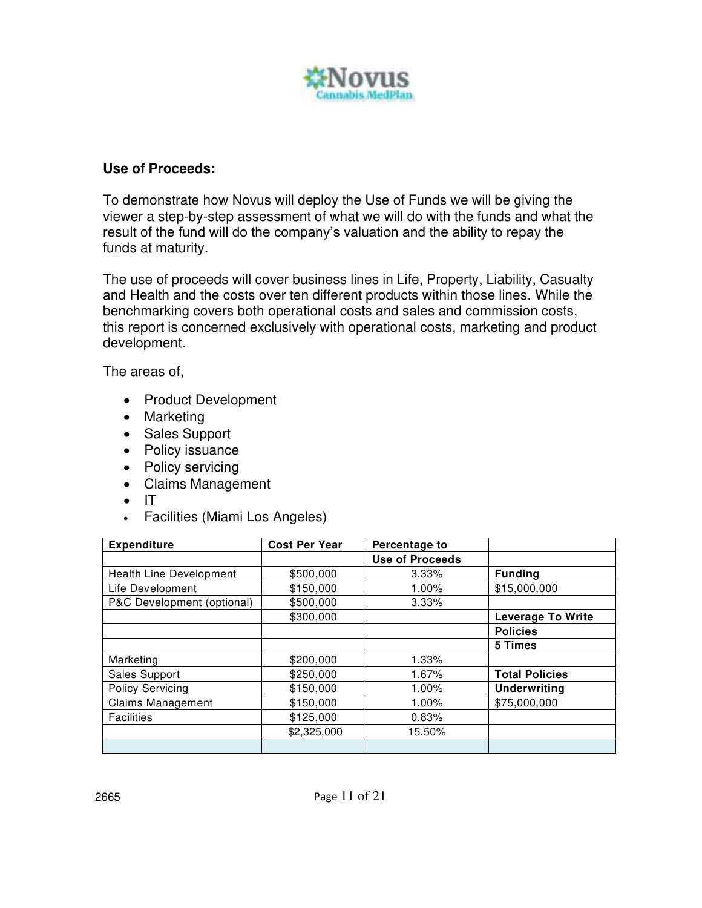**Use of Proceeds:**

To demonstrate how Novus will deploy the Use of Funds we will be giving the viewer a step-by-step assessment of what we will do with the funds and what the result of the fund will do the company's valuation and the ability to repay the funds at maturity.

The use of proceeds will cover business lines in Life, Property, Liability, Casualty and Health and the costs over ten different products within those lines. While the benchmarking covers both operational costs and sales and commission costs, this report is concerned exclusively with operational costs, marketing and product development.

The areas of,

- Product Development
- Marketing
- Sales Support
- Policy issuance
- Policy servicing
- Claims Management
- IT
- Facilities (Miami Los Angeles)

| Expenditure | Cost Per Year | Percentage to Use of Proceeds | |
|---|---|---|---|
| Health Line Development | $500,000 | 3.33% | **Funding** |
| Life Development | $150,000 | 1.00% | $15,000,000 |
| P&C Development (optional) | $500,000 | 3.33% | |
| | $300,000 | | **Leverage To Write** |
| | | | **Policies** |
| | | | **5 Times** |
| Marketing | $200,000 | 1.33% | |
| Sales Support | $250,000 | 1.67% | **Total Policies** |
| Policy Servicing | $150,000 | 1.00% | **Underwriting** |
| Claims Management | $150,000 | 1.00% | $75,000,000 |
| Facilities | $125,000 | 0.83% | |
| | $2,325,000 | 15.50% | |
| | | | |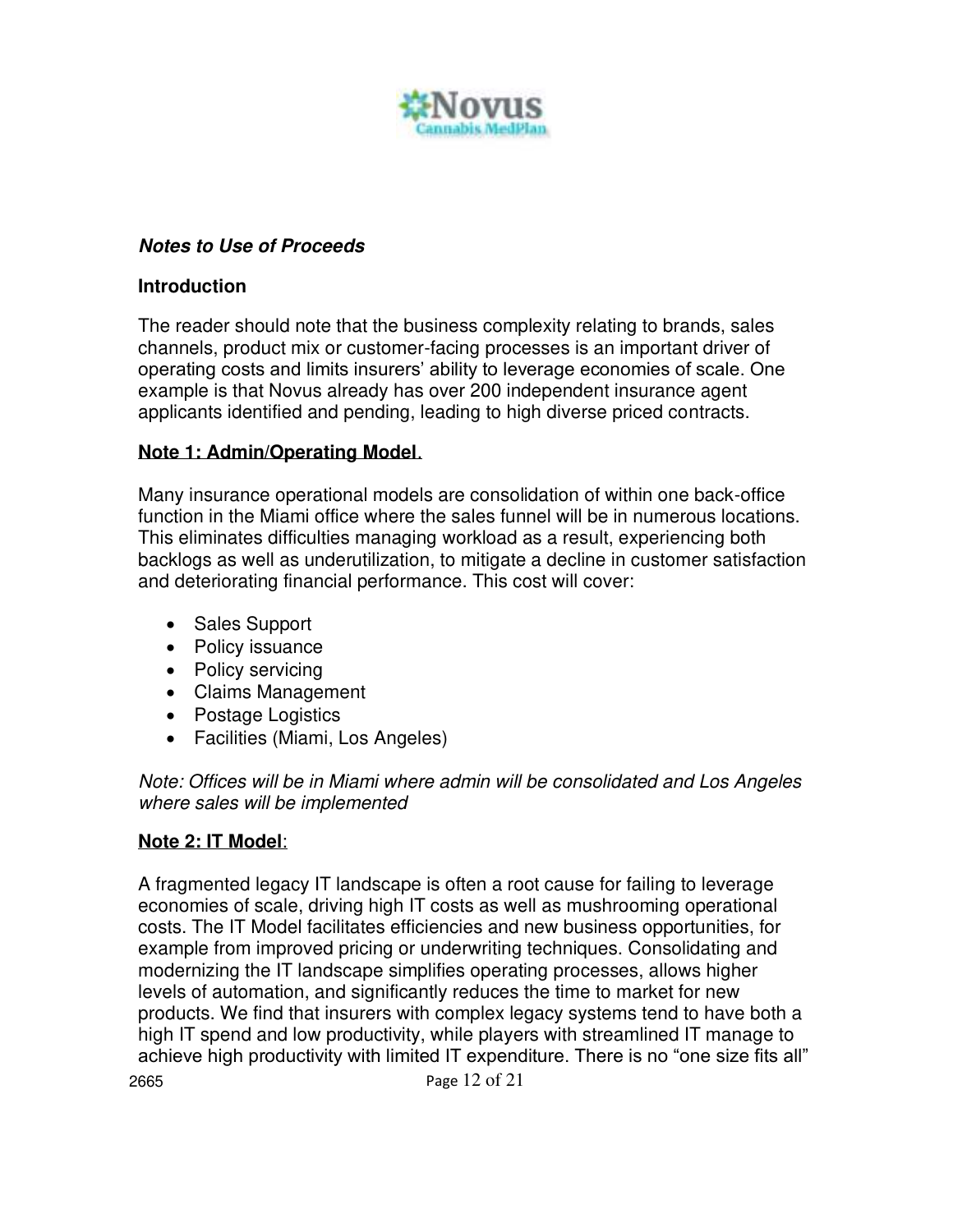***Notes to Use of Proceeds***

**Introduction**

The reader should note that the business complexity relating to brands, sales channels, product mix or customer-facing processes is an important driver of operating costs and limits insurers' ability to leverage economies of scale. One example is that Novus already has over 200 independent insurance agent applicants identified and pending, leading to high diverse priced contracts.

**Note 1: Admin/Operating Model**.

Many insurance operational models are consolidation of within one back-office function in the Miami office where the sales funnel will be in numerous locations. This eliminates difficulties managing workload as a result, experiencing both backlogs as well as underutilization, to mitigate a decline in customer satisfaction and deteriorating financial performance. This cost will cover:

- Sales Support
- Policy issuance
- Policy servicing
- Claims Management
- Postage Logistics
- Facilities (Miami, Los Angeles)

*Note: Offices will be in Miami where admin will be consolidated and Los Angeles where sales will be implemented*

**Note 2: IT Model**:

A fragmented legacy IT landscape is often a root cause for failing to leverage economies of scale, driving high IT costs as well as mushrooming operational costs. The IT Model facilitates efficiencies and new business opportunities, for example from improved pricing or underwriting techniques. Consolidating and modernizing the IT landscape simplifies operating processes, allows higher levels of automation, and significantly reduces the time to market for new products. We find that insurers with complex legacy systems tend to have both a high IT spend and low productivity, while players with streamlined IT manage to achieve high productivity with limited IT expenditure. There is no "one size fits all"

2665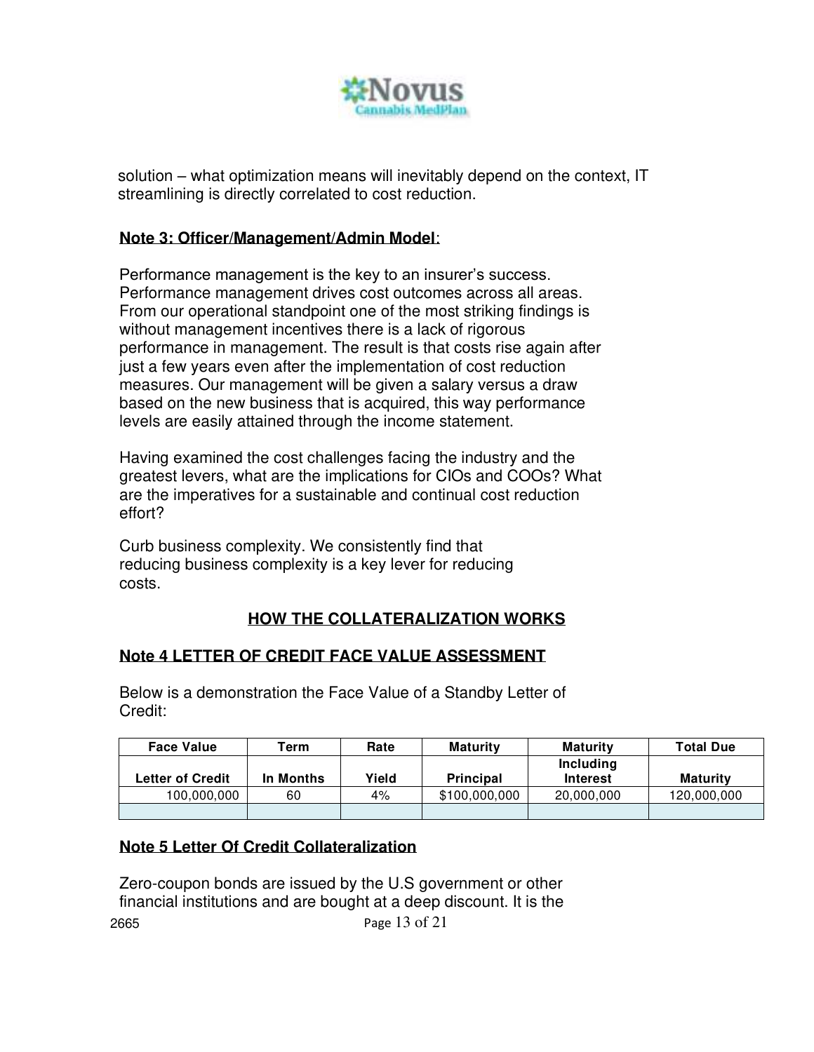solution – what optimization means will inevitably depend on the context, IT streamlining is directly correlated to cost reduction.

**Note 3: Officer/Management/Admin Model**:

Performance management is the key to an insurer's success. Performance management drives cost outcomes across all areas. From our operational standpoint one of the most striking findings is without management incentives there is a lack of rigorous performance in management. The result is that costs rise again after just a few years even after the implementation of cost reduction measures. Our management will be given a salary versus a draw based on the new business that is acquired, this way performance levels are easily attained through the income statement.

Having examined the cost challenges facing the industry and the greatest levers, what are the implications for CIOs and COOs? What are the imperatives for a sustainable and continual cost reduction effort?

Curb business complexity. We consistently find that reducing business complexity is a key lever for reducing costs.

## HOW THE COLLATERALIZATION WORKS

**Note 4 LETTER OF CREDIT FACE VALUE ASSESSMENT**

Below is a demonstration the Face Value of a Standby Letter of Credit:

| Face Value | Term | Rate | Maturity | Maturity | Total Due |
|---|---|---|---|---|---|
| Letter of Credit | In Months | Yield | Principal | Including Interest | Maturity |
| 100,000,000 | 60 | 4% | $100,000,000 | 20,000,000 | 120,000,000 |
| | | | | | |

**Note 5 Letter Of Credit Collateralization**

Zero-coupon bonds are issued by the U.S government or other financial institutions and are bought at a deep discount. It is the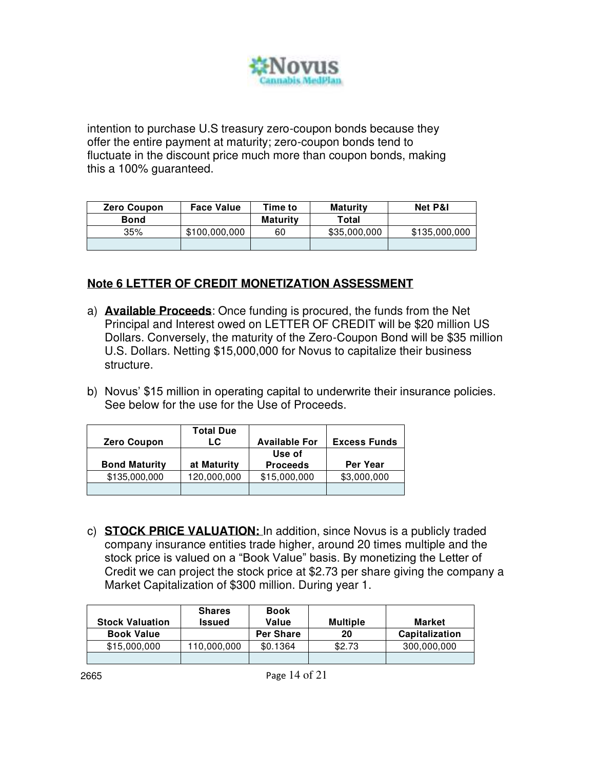intention to purchase U.S treasury zero-coupon bonds because they offer the entire payment at maturity; zero-coupon bonds tend to fluctuate in the discount price much more than coupon bonds, making this a 100% guaranteed.

| Zero Coupon Bond | Face Value | Time to Maturity | Maturity Total | Net P&I |
|---|---|---|---|---|
| 35% | $100,000,000 | 60 | $35,000,000 | $135,000,000 |
| | | | | |

## Note 6 LETTER OF CREDIT MONETIZATION ASSESSMENT

a) **Available Proceeds**: Once funding is procured, the funds from the Net Principal and Interest owed on LETTER OF CREDIT will be $20 million US Dollars. Conversely, the maturity of the Zero-Coupon Bond will be $35 million U.S. Dollars. Netting $15,000,000 for Novus to capitalize their business structure.

b) Novus' $15 million in operating capital to underwrite their insurance policies. See below for the use for the Use of Proceeds.

| Zero Coupon | Total Due LC | Available For | Excess Funds |
|---|---|---|---|
| Bond Maturity | at Maturity | Use of Proceeds | Per Year |
| $135,000,000 | 120,000,000 | $15,000,000 | $3,000,000 |
| | | | |

c) **STOCK PRICE VALUATION:** In addition, since Novus is a publicly traded company insurance entities trade higher, around 20 times multiple and the stock price is valued on a "Book Value" basis. By monetizing the Letter of Credit we can project the stock price at $2.73 per share giving the company a Market Capitalization of $300 million. During year 1.

| Stock Valuation | Shares Issued | Book Value | Multiple | Market |
|---|---|---|---|---|
| Book Value | | Per Share | 20 | Capitalization |
| $15,000,000 | 110,000,000 | $0.1364 | $2.73 | 300,000,000 |
| | | | | |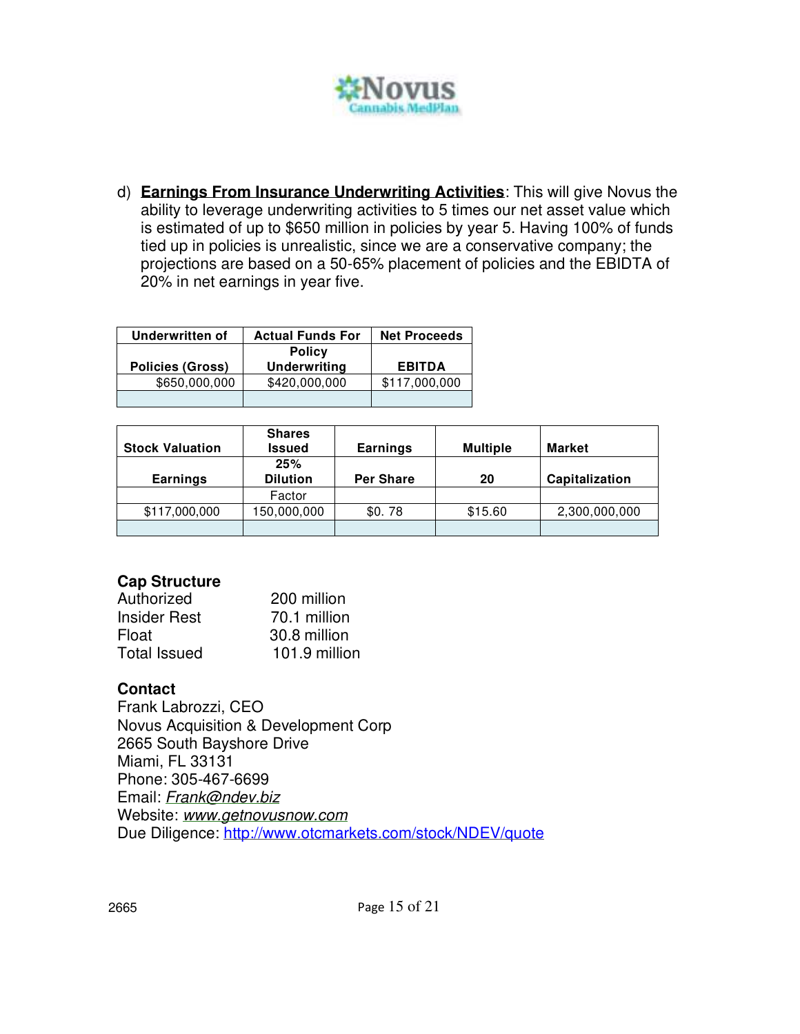d) **Earnings From Insurance Underwriting Activities**: This will give Novus the ability to leverage underwriting activities to 5 times our net asset value which is estimated of up to $650 million in policies by year 5. Having 100% of funds tied up in policies is unrealistic, since we are a conservative company; the projections are based on a 50-65% placement of policies and the EBIDTA of 20% in net earnings in year five.

| Underwritten of | Actual Funds For | Net Proceeds |
|---|---|---|
| Policies (Gross) | Policy Underwriting | EBITDA |
| $650,000,000 | $420,000,000 | $117,000,000 |
| | | |

| Stock Valuation | Shares Issued | Earnings | Multiple | Market |
|---|---|---|---|---|
| Earnings | 25% Dilution | Per Share | 20 | Capitalization |
| | Factor | | | |
| $117,000,000 | 150,000,000 | $0. 78 | $15.60 | 2,300,000,000 |
| | | | | |

**Cap Structure**

| | |
|---|---|
| Authorized | 200 million |
| Insider Rest | 70.1 million |
| Float | 30.8 million |
| Total Issued | 101.9 million |

**Contact**

Frank Labrozzi, CEO
Novus Acquisition & Development Corp
2665 South Bayshore Drive
Miami, FL 33131
Phone: 305-467-6699
Email: *Frank@ndev.biz*
Website: *www.getnovusnow.com*
Due Diligence: http://www.otcmarkets.com/stock/NDEV/quote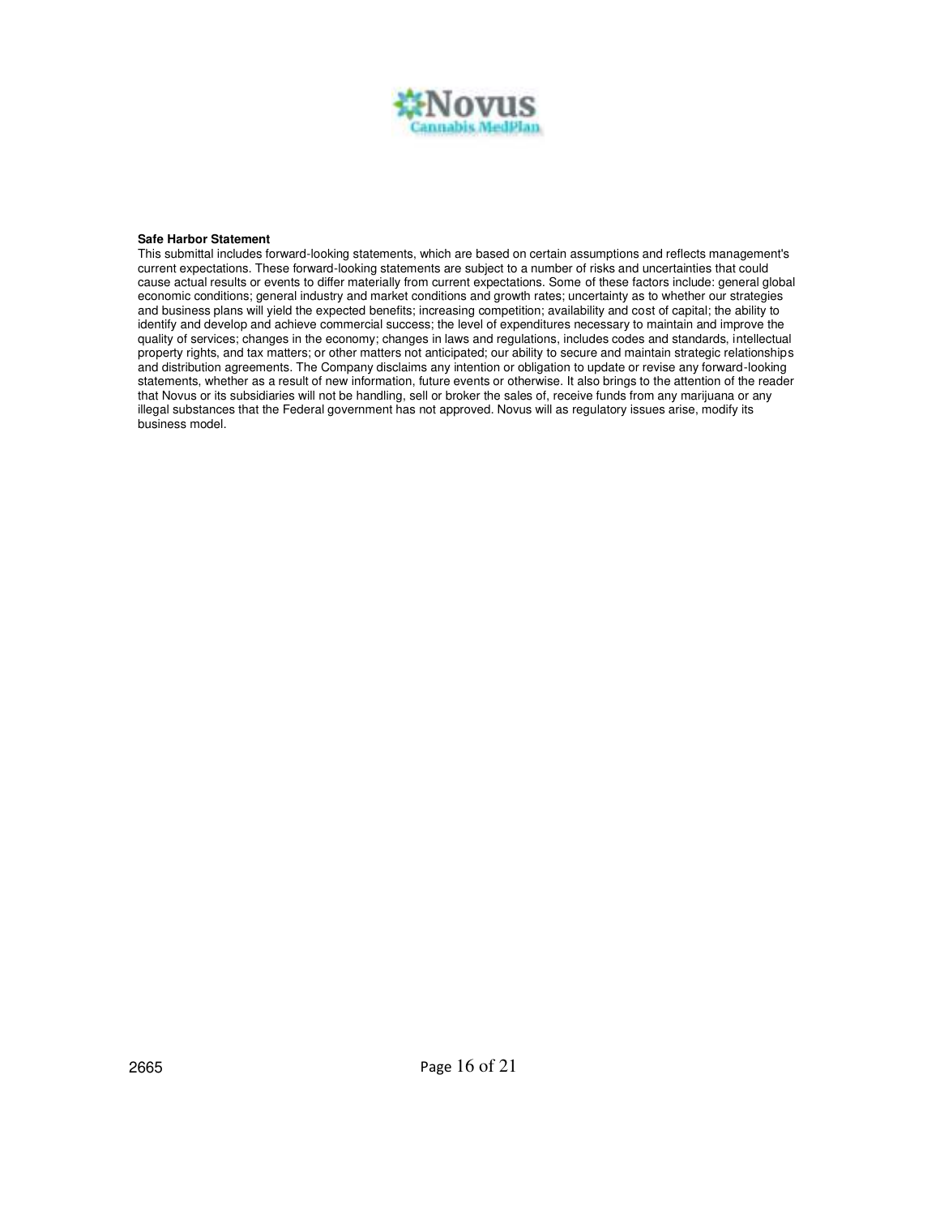**Safe Harbor Statement**

This submittal includes forward-looking statements, which are based on certain assumptions and reflects management's current expectations. These forward-looking statements are subject to a number of risks and uncertainties that could cause actual results or events to differ materially from current expectations. Some of these factors include: general global economic conditions; general industry and market conditions and growth rates; uncertainty as to whether our strategies and business plans will yield the expected benefits; increasing competition; availability and cost of capital; the ability to identify and develop and achieve commercial success; the level of expenditures necessary to maintain and improve the quality of services; changes in the economy; changes in laws and regulations, includes codes and standards, intellectual property rights, and tax matters; or other matters not anticipated; our ability to secure and maintain strategic relationships and distribution agreements. The Company disclaims any intention or obligation to update or revise any forward-looking statements, whether as a result of new information, future events or otherwise. It also brings to the attention of the reader that Novus or its subsidiaries will not be handling, sell or broker the sales of, receive funds from any marijuana or any illegal substances that the Federal government has not approved. Novus will as regulatory issues arise, modify its business model.